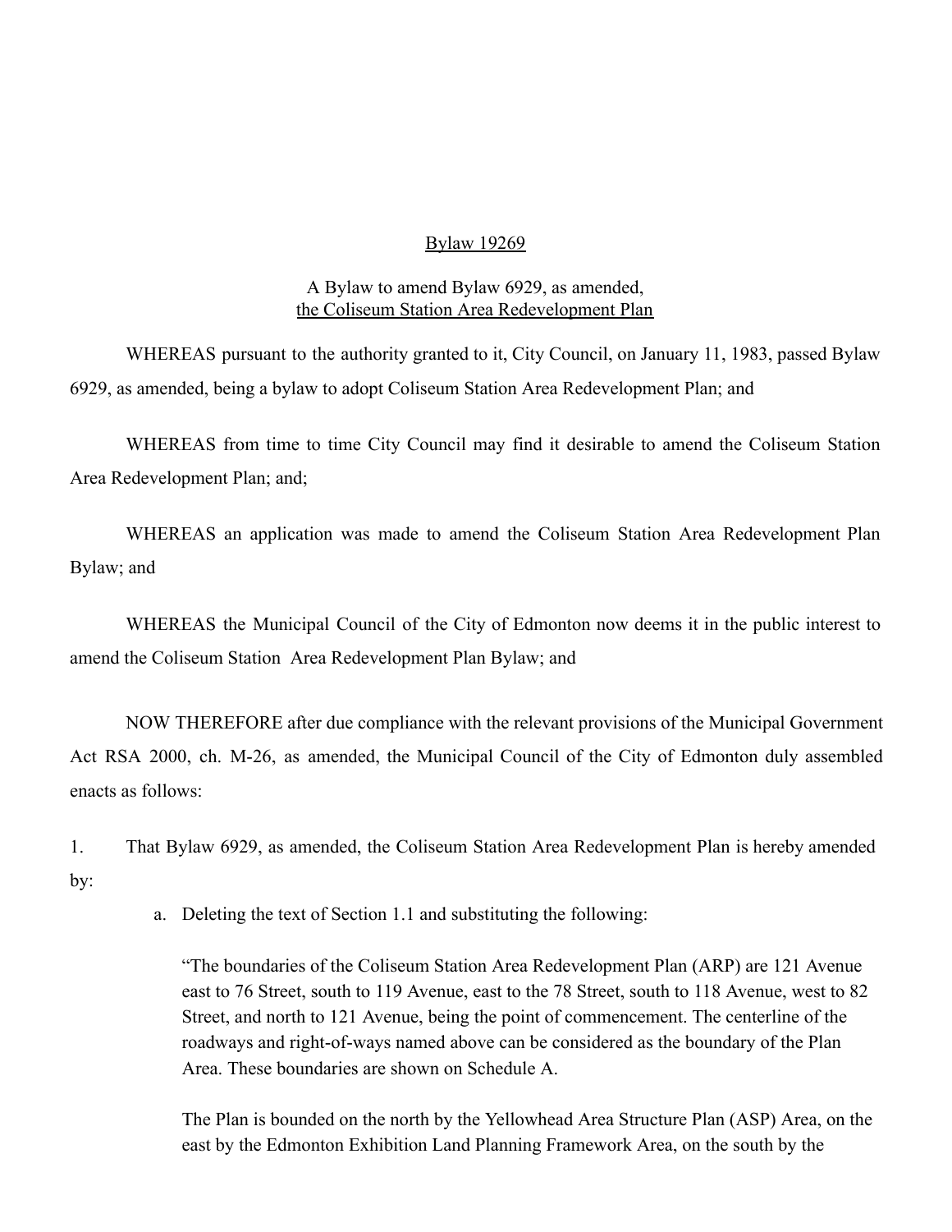Bylaw 19269

A Bylaw to amend Bylaw 6929, as amended, the Coliseum Station Area Redevelopment Plan

WHEREAS pursuant to the authority granted to it, City Council, on January 11, 1983, passed Bylaw 6929, as amended, being a bylaw to adopt Coliseum Station Area Redevelopment Plan; and

WHEREAS from time to time City Council may find it desirable to amend the Coliseum Station Area Redevelopment Plan; and;

WHEREAS an application was made to amend the Coliseum Station Area Redevelopment Plan Bylaw; and

WHEREAS the Municipal Council of the City of Edmonton now deems it in the public interest to amend the Coliseum Station Area Redevelopment Plan Bylaw; and

NOW THEREFORE after due compliance with the relevant provisions of the Municipal Government Act RSA 2000, ch. M-26, as amended, the Municipal Council of the City of Edmonton duly assembled enacts as follows:

1. That Bylaw 6929, as amended, the Coliseum Station Area Redevelopment Plan is hereby amended by:

    a. Deleting the text of Section 1.1 and substituting the following:

        "The boundaries of the Coliseum Station Area Redevelopment Plan (ARP) are 121 Avenue east to 76 Street, south to 119 Avenue, east to the 78 Street, south to 118 Avenue, west to 82 Street, and north to 121 Avenue, being the point of commencement. The centerline of the roadways and right-of-ways named above can be considered as the boundary of the Plan Area. These boundaries are shown on Schedule A.

        The Plan is bounded on the north by the Yellowhead Area Structure Plan (ASP) Area, on the east by the Edmonton Exhibition Land Planning Framework Area, on the south by the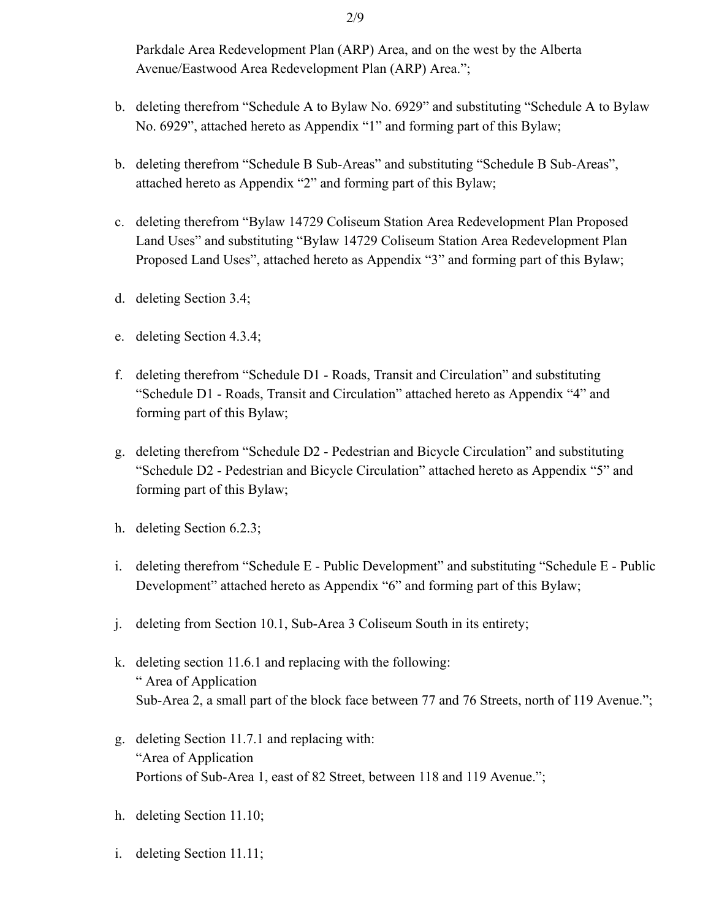Parkdale Area Redevelopment Plan (ARP) Area, and on the west by the Alberta Avenue/Eastwood Area Redevelopment Plan (ARP) Area.";

b. deleting therefrom "Schedule A to Bylaw No. 6929" and substituting "Schedule A to Bylaw No. 6929", attached hereto as Appendix "1" and forming part of this Bylaw;

b. deleting therefrom "Schedule B Sub-Areas" and substituting "Schedule B Sub-Areas", attached hereto as Appendix "2" and forming part of this Bylaw;

c. deleting therefrom "Bylaw 14729 Coliseum Station Area Redevelopment Plan Proposed Land Uses" and substituting "Bylaw 14729 Coliseum Station Area Redevelopment Plan Proposed Land Uses", attached hereto as Appendix "3" and forming part of this Bylaw;

d. deleting Section 3.4;

e. deleting Section 4.3.4;

f. deleting therefrom "Schedule D1 - Roads, Transit and Circulation" and substituting "Schedule D1 - Roads, Transit and Circulation" attached hereto as Appendix "4" and forming part of this Bylaw;

g. deleting therefrom "Schedule D2 - Pedestrian and Bicycle Circulation" and substituting "Schedule D2 - Pedestrian and Bicycle Circulation" attached hereto as Appendix "5" and forming part of this Bylaw;

h. deleting Section 6.2.3;

i. deleting therefrom "Schedule E - Public Development" and substituting "Schedule E - Public Development" attached hereto as Appendix "6" and forming part of this Bylaw;

j. deleting from Section 10.1, Sub-Area 3 Coliseum South in its entirety;

k. deleting section 11.6.1 and replacing with the following:
" Area of Application
Sub-Area 2, a small part of the block face between 77 and 76 Streets, north of 119 Avenue.";

g. deleting Section 11.7.1 and replacing with:
"Area of Application
Portions of Sub-Area 1, east of 82 Street, between 118 and 119 Avenue.";

h. deleting Section 11.10;

i. deleting Section 11.11;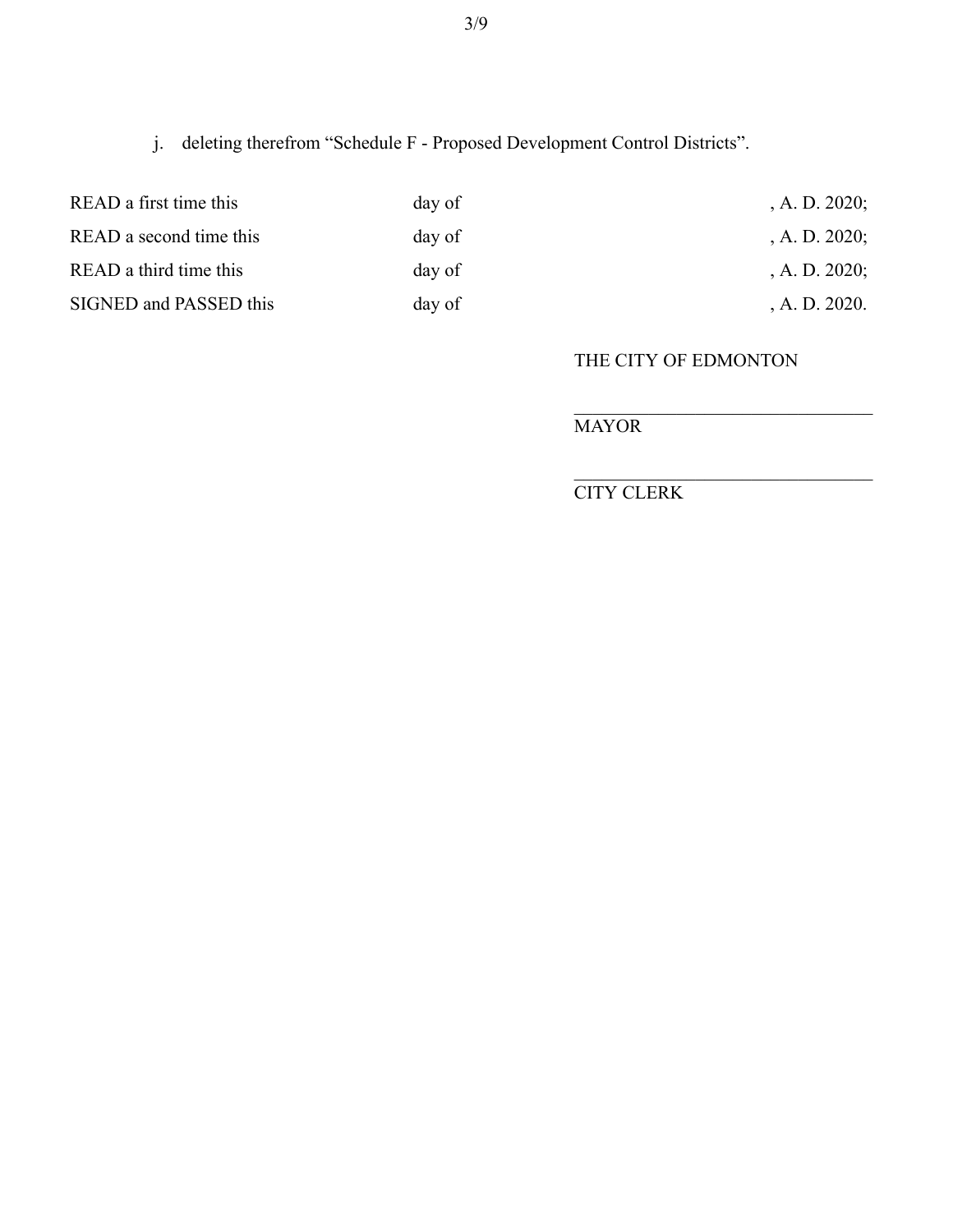j. deleting therefrom “Schedule F - Proposed Development Control Districts”.

| | | |
|---|---|---|
| READ a first time this | day of | , A. D. 2020; |
| READ a second time this | day of | , A. D. 2020; |
| READ a third time this | day of | , A. D. 2020; |
| SIGNED and PASSED this | day of | , A. D. 2020. |

THE CITY OF EDMONTON

\_\_\_\_\_\_\_\_\_\_\_\_\_\_\_\_\_\_\_\_\_\_\_\_\_\_\_\_\_\_\_\_

MAYOR

\_\_\_\_\_\_\_\_\_\_\_\_\_\_\_\_\_\_\_\_\_\_\_\_\_\_\_\_\_\_\_\_

CITY CLERK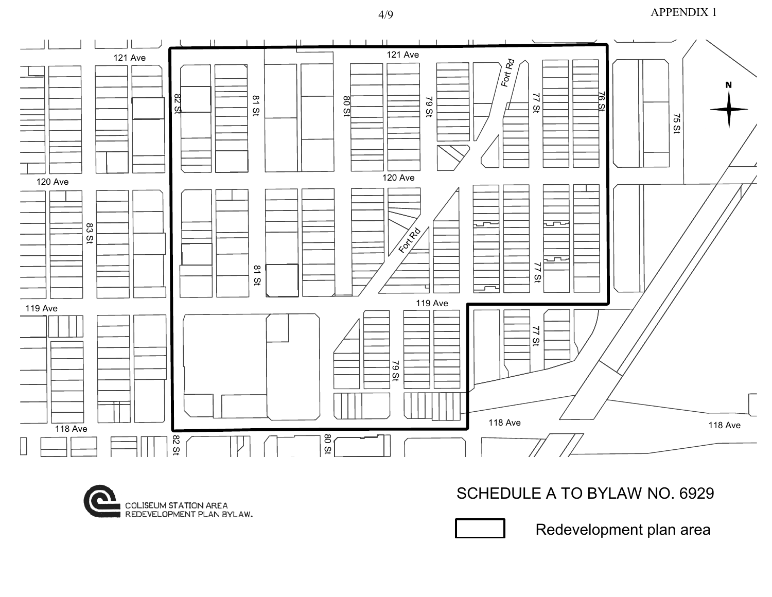APPENDIX 1

121 Ave

120 Ave

119 Ave

118 Ave

83 St

82 St

81 St

80 St

79 St

Fort Rd

77 St

76 St

75 St

N

COLISEUM STATION AREA REDEVELOPMENT PLAN BYLAW.

SCHEDULE A TO BYLAW NO. 6929

Redevelopment plan area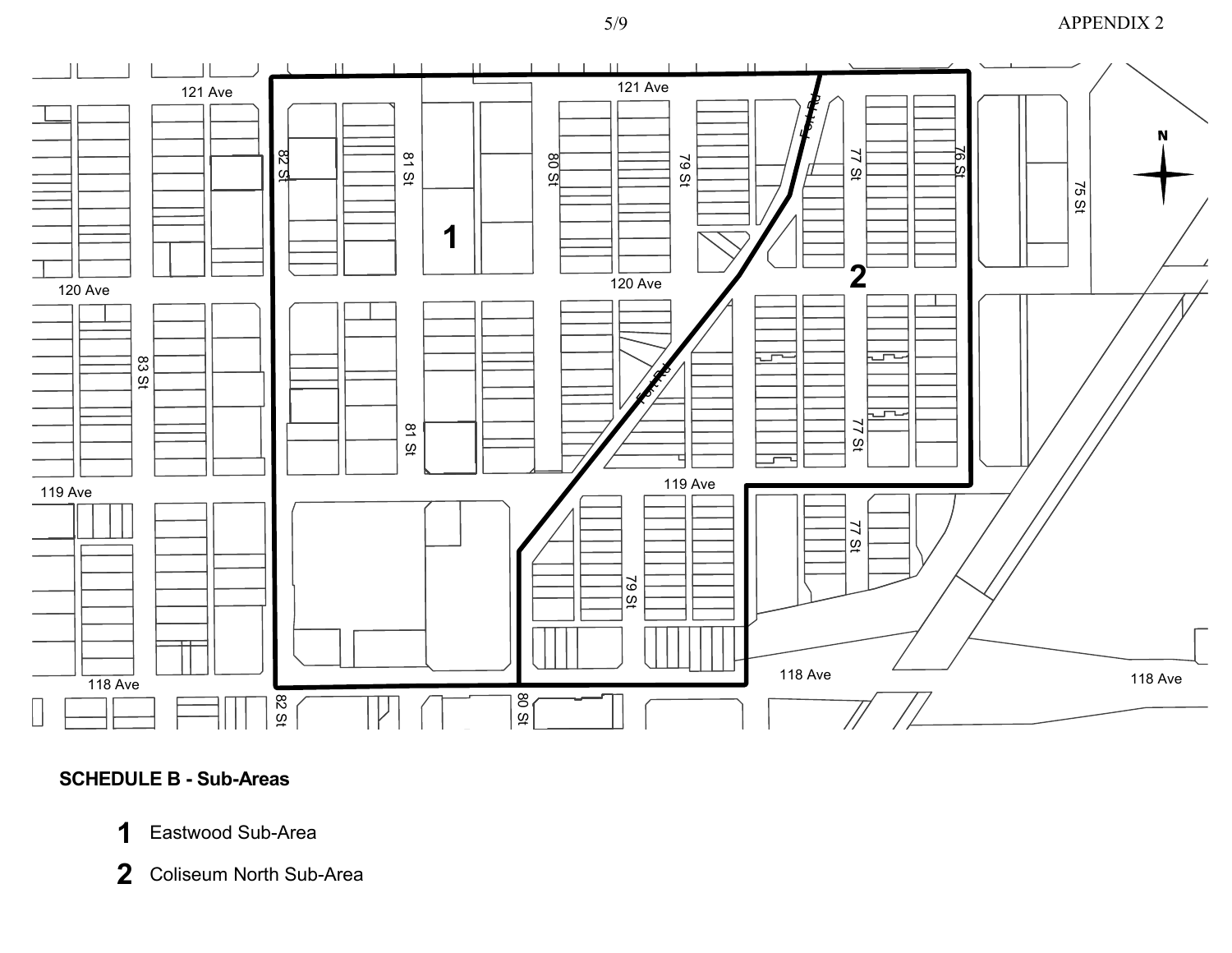APPENDIX 2

**SCHEDULE B - Sub-Areas**

**1** Eastwood Sub-Area

**2** Coliseum North Sub-Area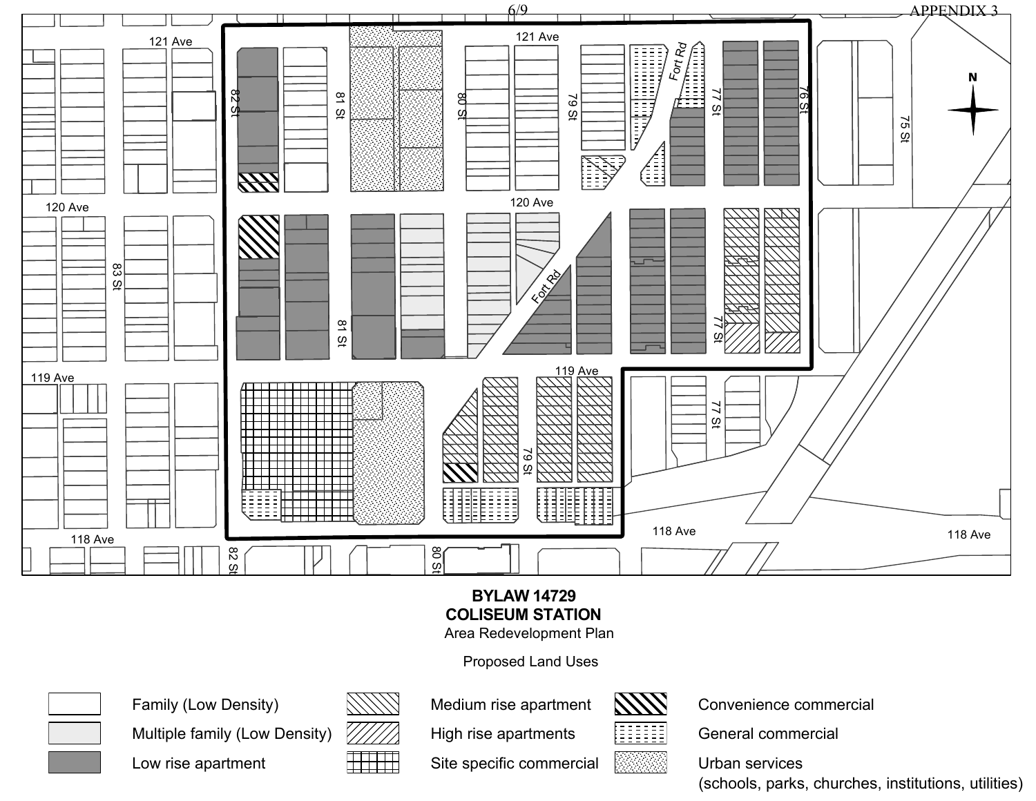APPENDIX 3

**BYLAW 14729**
**COLISEUM STATION**
Area Redevelopment Plan

Proposed Land Uses

- Family (Low Density)
- Multiple family (Low Density)
- Low rise apartment
- Medium rise apartment
- High rise apartments
- Site specific commercial
- Convenience commercial
- General commercial
- Urban services (schools, parks, churches, institutions, utilities)

121 Ave | 120 Ave | 119 Ave | 118 Ave | 83 St | 82 St | 81 St | 80 St | 79 St | Fort Rd | 77 St | 76 St | 75 St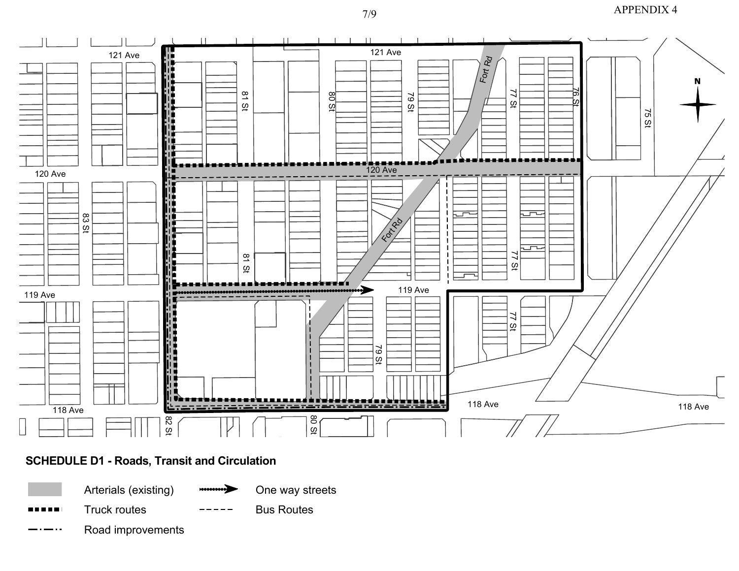APPENDIX 4

121 Ave

120 Ave

119 Ave

118 Ave

83 St

82 St

81 St

80 St

79 St

Fort Rd

77 St

76 St

75 St

N

**SCHEDULE D1 - Roads, Transit and Circulation**

- Arterials (existing)
- Truck routes
- Road improvements
- One way streets
- Bus Routes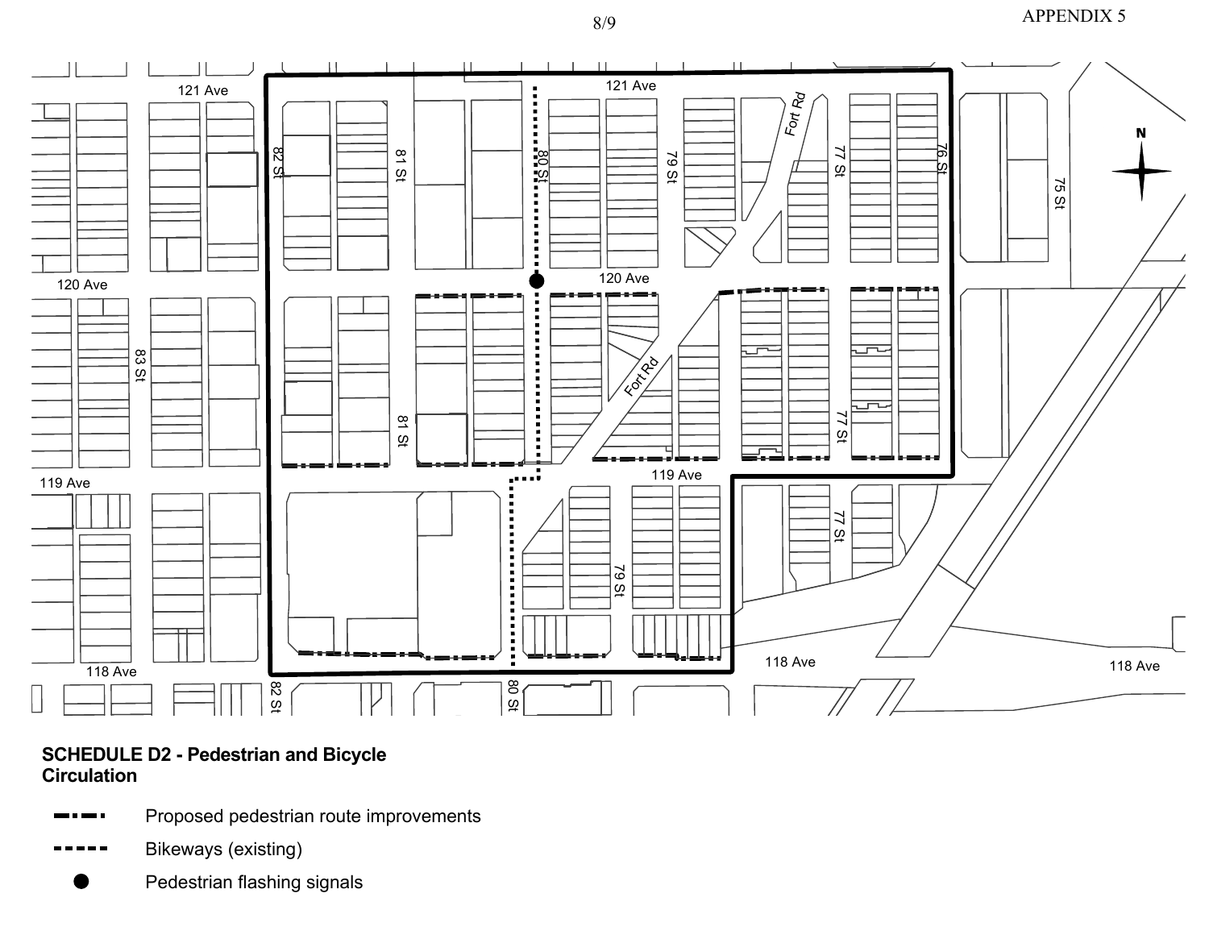APPENDIX 5

**SCHEDULE D2 - Pedestrian and Bicycle Circulation**

- Proposed pedestrian route improvements
- Bikeways (existing)
- Pedestrian flashing signals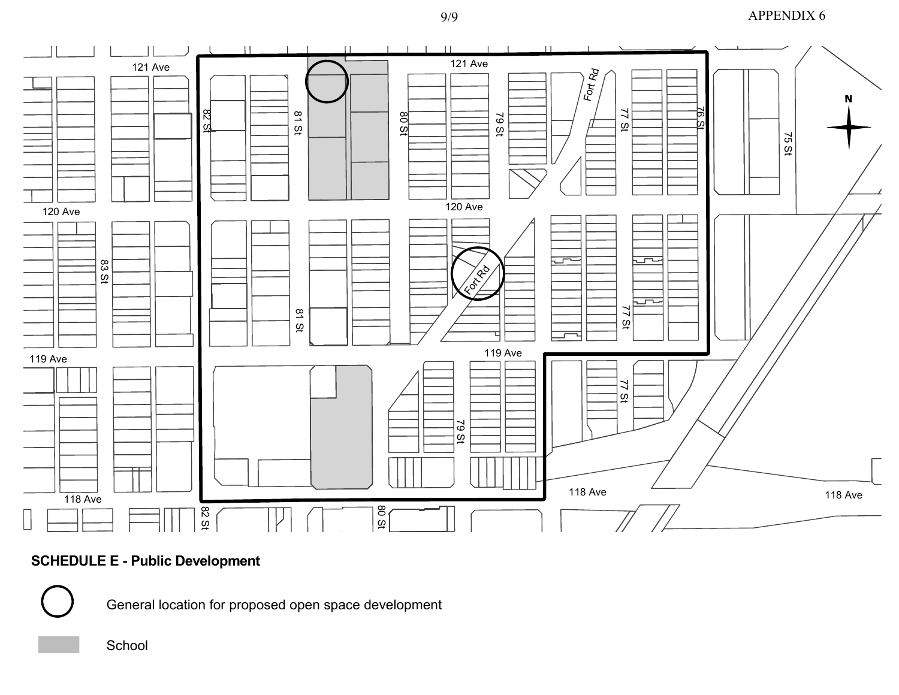APPENDIX 6

121 Ave

121 Ave

82 St

81 St

80 St

79 St

Fort Rd

77 St

76 St

75 St

N

120 Ave

120 Ave

83 St

81 St

Fort Rd

77 St

119 Ave

119 Ave

79 St

77 St

118 Ave

118 Ave

118 Ave

82 St

80 St

**SCHEDULE E - Public Development**

General location for proposed open space development

School